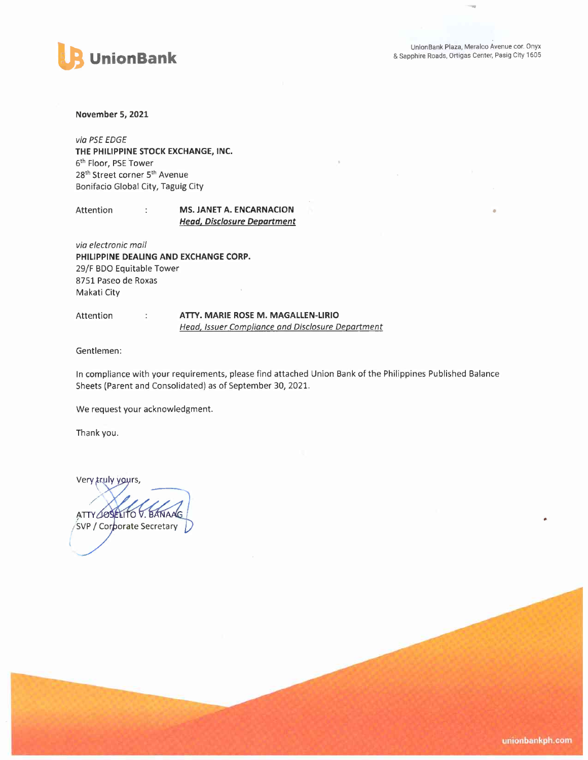**UnionBank**

UnionBank Plaza, Meralco Avenue cor. Onyx
& Sapphire Roads, Ortigas Center, Pasig City 1605

**November 5, 2021**

*via PSE EDGE*
**THE PHILIPPINE STOCK EXCHANGE, INC.**
6th Floor, PSE Tower
28th Street corner 5th Avenue
Bonifacio Global City, Taguig City

Attention : **MS. JANET A. ENCARNACION**
***Head, Disclosure Department***

*via electronic mail*
**PHILIPPINE DEALING AND EXCHANGE CORP.**
29/F BDO Equitable Tower
8751 Paseo de Roxas
Makati City

Attention : **ATTY. MARIE ROSE M. MAGALLEN-LIRIO**
*Head, Issuer Compliance and Disclosure Department*

Gentlemen:

In compliance with your requirements, please find attached Union Bank of the Philippines Published Balance Sheets (Parent and Consolidated) as of September 30, 2021.

We request your acknowledgment.

Thank you.

Very truly yours,

ATTY. JOSELITO V. BANAAG
SVP / Corporate Secretary

unionbankph.com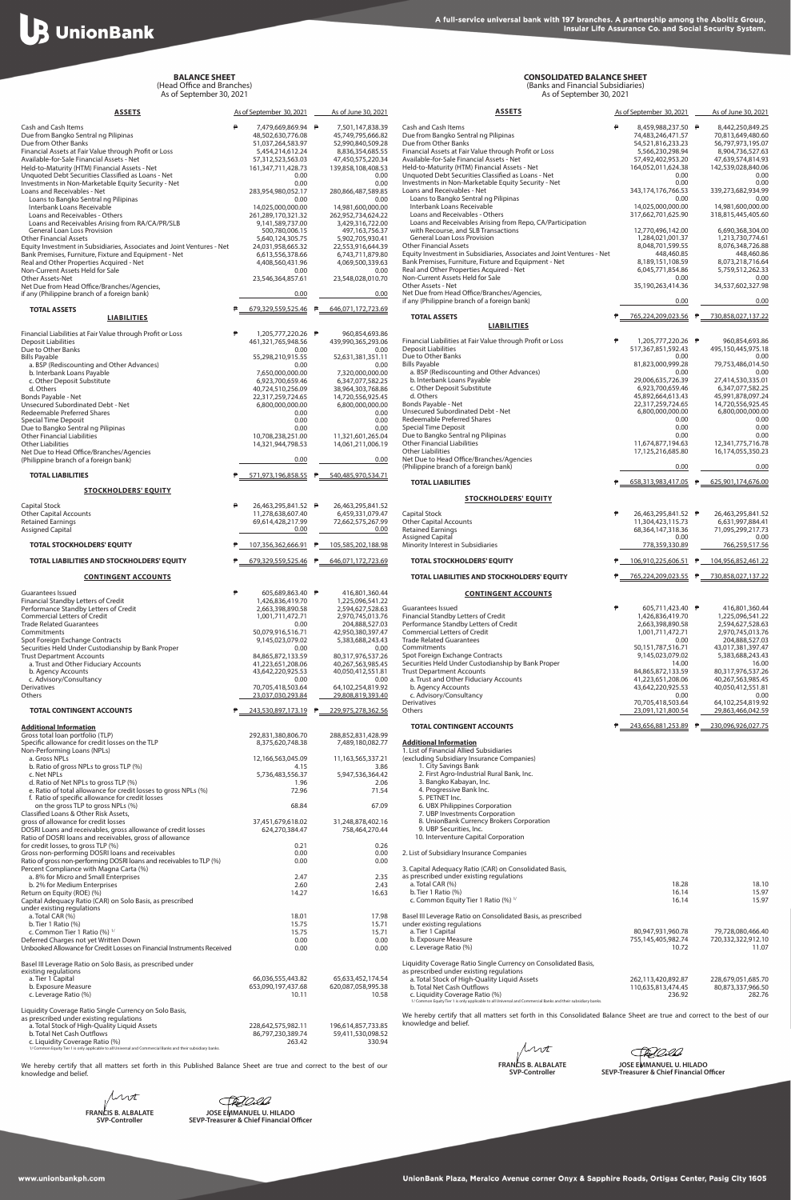# UnionBank

A full-service universal bank with 197 branches. A partnership among the Aboitiz Group, Insular Life Assurance Co. and Social Security System.

## BALANCE SHEET
(Head Office and Branches)
As of September 30, 2021

| ASSETS | As of September 30, 2021 | As of June 30, 2021 |
|---|---|---|
| Cash and Cash Items | ₱ 7,479,669,869.94 | ₱ 7,501,147,838.39 |
| Due from Bangko Sentral ng Pilipinas | 48,502,630,776.08 | 45,749,795,666.82 |
| Due from Other Banks | 51,037,264,583.97 | 52,990,840,509.28 |
| Financial Assets at Fair Value through Profit or Loss | 5,454,214,612.24 | 8,836,354,685.55 |
| Available-for-Sale Financial Assets - Net | 57,312,523,563.03 | 47,450,575,220.34 |
| Held-to-Maturity (HTM) Financial Assets - Net | 161,347,711,428.73 | 139,858,108,408.53 |
| Unquoted Debt Securities Classified as Loans - Net | 0.00 | 0.00 |
| Investments in Non-Marketable Equity Security - Net | 0.00 | 0.00 |
| Loans and Receivables - Net | 283,954,980,052.17 | 280,866,487,589.85 |
| Loans to Bangko Sentral ng Pilipinas | 0.00 | 0.00 |
| Interbank Loans Receivable | 14,025,000,000.00 | 14,981,600,000.00 |
| Loans and Receivables - Others | 261,289,170,321.32 | 262,952,734,624.22 |
| Loans and Receivables Arising from RA/CA/PR/SLB | 9,141,589,737.00 | 3,429,316,722.00 |
| General Loan Loss Provision | 500,780,006.15 | 497,163,756.37 |
| Other Financial Assets | 5,640,124,305.75 | 5,902,705,930.41 |
| Equity Investment in Subsidiaries, Associates and Joint Ventures - Net | 24,031,958,665.32 | 22,553,916,644.39 |
| Bank Premises, Furniture, Fixture and Equipment - Net | 6,613,556,378.66 | 6,743,711,879.80 |
| Real and Other Properties Acquired - Net | 4,408,560,431.96 | 4,069,500,339.63 |
| Non-Current Assets Held for Sale | 0.00 | 0.00 |
| Other Assets-Net | 23,546,364,857.61 | 23,548,028,010.70 |
| Net Due from Head Office/Branches/Agencies, if any (Philippine branch of a foreign bank) | 0.00 | 0.00 |
| **TOTAL ASSETS** | ₱ 679,329,559,525.46 | ₱ 646,071,172,723.69 |

| LIABILITIES | As of September 30, 2021 | As of June 30, 2021 |
|---|---|---|
| Financial Liabilities at Fair Value through Profit or Loss | ₱ 1,205,777,220.26 | ₱ 960,854,693.86 |
| Deposit Liabilities | 461,321,765,948.56 | 439,960,365,293.06 |
| Due to Other Banks | 0.00 | 0.00 |
| Bills Payable | 55,298,210,915.55 | 52,631,381,351.11 |
| a. BSP (Rediscounting and Other Advances) | 0.00 | 0.00 |
| b. Interbank Loans Payable | 7,650,000,000.00 | 7,320,000,000.00 |
| c. Other Deposit Substitute | 6,923,700,659.46 | 6,347,077,582.25 |
| d. Others | 40,724,510,256.09 | 38,964,303,768.86 |
| Bonds Payable - Net | 22,317,259,724.65 | 14,720,556,925.45 |
| Unsecured Subordinated Debt - Net | 6,800,000,000.00 | 6,800,000,000.00 |
| Redeemable Preferred Shares | 0.00 | 0.00 |
| Special Time Deposit | 0.00 | 0.00 |
| Due to Bangko Sentral ng Pilipinas | 0.00 | 0.00 |
| Other Financial Liabilities | 10,708,238,251.00 | 11,321,601,265.04 |
| Other Liabilities | 14,321,944,798.53 | 14,061,211,006.19 |
| Net Due to Head Office/Branches/Agencies (Philippine branch of a foreign bank) | 0.00 | 0.00 |
| **TOTAL LIABILITIES** | ₱ 571,973,196,858.55 | ₱ 540,485,970,534.71 |

| STOCKHOLDERS' EQUITY | As of September 30, 2021 | As of June 30, 2021 |
|---|---|---|
| Capital Stock | ₱ 26,463,295,841.52 | ₱ 26,463,295,841.52 |
| Other Capital Accounts | 11,278,638,607.40 | 6,459,331,079.47 |
| Retained Earnings | 69,614,428,217.99 | 72,662,575,267.99 |
| Assigned Capital | 0.00 | 0.00 |
| **TOTAL STOCKHOLDERS' EQUITY** | ₱ 107,356,362,666.91 | ₱ 105,585,202,188.98 |
| **TOTAL LIABILITIES AND STOCKHOLDERS' EQUITY** | ₱ 679,329,559,525.46 | ₱ 646,071,172,723.69 |

| CONTINGENT ACCOUNTS | As of September 30, 2021 | As of June 30, 2021 |
|---|---|---|
| Guarantees Issued | ₱ 605,689,863.40 | ₱ 416,801,360.44 |
| Financial Standby Letters of Credit | 1,426,836,419.70 | 1,225,096,541.22 |
| Performance Standby Letters of Credit | 2,663,398,890.58 | 2,594,627,528.63 |
| Commercial Letters of Credit | 1,001,711,472.71 | 2,970,745,013.76 |
| Trade Related Guarantees | 0.00 | 204,888,527.03 |
| Commitments | 50,079,916,516.71 | 42,950,380,397.47 |
| Spot Foreign Exchange Contracts | 9,145,023,079.02 | 5,383,688,243.43 |
| Securities Held Under Custodianship by Bank Proper | 0.00 | 0.00 |
| Trust Department Accounts | 84,865,872,133.59 | 80,317,976,537.26 |
| a. Trust and Other Fiduciary Accounts | 41,223,651,208.06 | 40,267,563,985.45 |
| b. Agency Accounts | 43,642,220,925.53 | 40,050,412,551.81 |
| c. Advisory/Consultancy | 0.00 | 0.00 |
| Derivatives | 70,705,418,503.64 | 64,102,254,819.92 |
| Others | 23,037,030,293.84 | 29,808,819,393.40 |
| **TOTAL CONTINGENT ACCOUNTS** | ₱ 243,530,897,173.19 | ₱ 229,975,278,362.56 |

**Additional Information**

| | As of September 30, 2021 | As of June 30, 2021 |
|---|---|---|
| Gross total loan portfolio (TLP) | 292,831,380,806.70 | 288,852,831,428.99 |
| Specific allowance for credit losses on the TLP | 8,375,620,748.38 | 7,489,180,082.77 |
| Non-Performing Loans (NPLs) | | |
| a. Gross NPLs | 12,166,563,045.09 | 11,163,565,337.21 |
| b. Ratio of gross NPLs to gross TLP (%) | 4.15 | 3.86 |
| c. Net NPLs | 5,736,483,556.37 | 5,947,536,364.42 |
| d. Ratio of Net NPLs to gross TLP (%) | 1.96 | 2.06 |
| e. Ratio of total allowance for credit losses to gross NPLs (%) | 72.96 | 71.54 |
| f. Ratio of specific allowance for credit losses on the gross TLP to gross NPLs (%) | 68.84 | 67.09 |
| Classified Loans & Other Risk Assets, gross of allowance for credit losses | 37,451,679,618.02 | 31,248,878,402.16 |
| DOSRI Loans and receivables, gross allowance of credit losses | 624,270,384.47 | 758,464,270.44 |
| Ratio of DOSRI loans and receivables, gross of allowance for credit losses, to gross TLP (%) | 0.21 | 0.26 |
| Gross non-performing DOSRI loans and receivables | 0.00 | 0.00 |
| Ratio of gross non-performing DOSRI loans and receivables to TLP (%) | 0.00 | 0.00 |
| Percent Compliance with Magna Carta (%) | | |
| a. 8% for Micro and Small Enterprises | 2.47 | 2.35 |
| b. 2% for Medium Enterprises | 2.60 | 2.43 |
| Return on Equity (ROE) (%) | 14.27 | 16.63 |
| Capital Adequacy Ratio (CAR) on Solo Basis, as prescribed under existing regulations | | |
| a. Total CAR (%) | 18.01 | 17.98 |
| b. Tier 1 Ratio (%) | 15.75 | 15.71 |
| c. Common Tier 1 Ratio (%) [1/] | 15.75 | 15.71 |
| Deferred Charges not yet Written Down | 0.00 | 0.00 |
| Unbooked Allowance for Credit Losses on Financial Instruments Received | 0.00 | 0.00 |
| Basel III Leverage Ratio on Solo Basis, as prescribed under existing regulations | | |
| a. Tier 1 Capital | 66,036,555,443.82 | 65,633,452,174.54 |
| b. Exposure Measure | 653,090,197,437.68 | 620,087,058,995.18 |
| c. Leverage Ratio (%) | 10.11 | 10.58 |
| Liquidity Coverage Ratio Single Currency on Solo Basis, as prescribed under existing regulations | | |
| a. Total Stock of High-Quality Liquid Assets | 228,642,575,982.11 | 196,614,857,733.85 |
| b. Total Net Cash Outflows | 86,797,230,389.74 | 59,411,530,098.52 |
| c. Liquidity Coverage Ratio (%) | 263.42 | 330.94 |

[1/] Common Equity Tier 1 is only applicable to all Universal and Commercial Banks and their subsidiary banks.

We hereby certify that all matters set forth in this Published Balance Sheet are true and correct to the best of our knowledge and belief.

**FRANCIS B. ALBALATE**
SVP-Controller

**JOSE EMMANUEL U. HILADO**
SEVP-Treasurer & Chief Financial Officer

## CONSOLIDATED BALANCE SHEET
(Banks and Financial Subsidiaries)
As of September 30, 2021

| ASSETS | As of September 30, 2021 | As of June 30, 2021 |
|---|---|---|
| Cash and Cash Items | ₱ 8,459,988,237.50 | ₱ 8,442,250,849.25 |
| Due from Bangko Sentral ng Pilipinas | 74,483,246,471.57 | 70,813,649,480.60 |
| Due from Other Banks | 54,521,816,233.23 | 56,797,973,195.07 |
| Financial Assets at Fair Value through Profit or Loss | 5,566,230,298.94 | 8,904,736,527.63 |
| Available-for-Sale Financial Assets - Net | 57,492,402,953.20 | 47,639,574,814.93 |
| Held-to-Maturity (HTM) Financial Assets - Net | 164,052,011,624.38 | 142,539,028,840.06 |
| Unquoted Debt Securities Classified as Loans - Net | 0.00 | 0.00 |
| Investments in Non-Marketable Equity Security - Net | 0.00 | 0.00 |
| Loans and Receivables - Net | 343,174,176,766.53 | 339,273,682,934.99 |
| Loans to Bangko Sentral ng Pilipinas | 0.00 | 0.00 |
| Interbank Loans Receivable | 14,025,000,000.00 | 14,981,600,000.00 |
| Loans and Receivables - Others | 317,662,701,625.90 | 318,815,445,405.60 |
| Loans and Receivables Arising from Repo, CA/Participation with Recourse, and SLB Transactions | 12,770,496,142.00 | 6,690,368,304.00 |
| General Loan Loss Provision | 1,284,021,001.37 | 1,213,730,774.61 |
| Other Financial Assets | 8,048,701,599.55 | 8,076,348,726.88 |
| Equity Investment in Subsidiaries, Associates and Joint Ventures - Net | 448,460.85 | 448,460.86 |
| Bank Premises, Furniture, Fixture and Equipment - Net | 8,189,151,108.59 | 8,073,218,716.64 |
| Real and Other Properties Acquired - Net | 6,045,771,854.86 | 5,759,512,262.33 |
| Non-Current Assets Held for Sale | 0.00 | 0.00 |
| Other Assets - Net | 35,190,263,414.36 | 34,537,602,327.98 |
| Net Due from Head Office/Branches/Agencies, if any (Philippine branch of a foreign bank) | 0.00 | 0.00 |
| **TOTAL ASSETS** | ₱ 765,224,209,023.56 | ₱ 730,858,027,137.22 |

| LIABILITIES | As of September 30, 2021 | As of June 30, 2021 |
|---|---|---|
| Financial Liabilities at Fair Value through Profit or Loss | ₱ 1,205,777,220.26 | ₱ 960,854,693.86 |
| Deposit Liabilities | 517,367,851,592.43 | 495,150,445,975.18 |
| Due to Other Banks | 0.00 | 0.00 |
| Bills Payable | 81,823,000,999.28 | 79,753,486,014.50 |
| a. BSP (Rediscounting and Other Advances) | 0.00 | 0.00 |
| b. Interbank Loans Payable | 29,006,635,726.39 | 27,414,530,335.01 |
| c. Other Deposit Substitute | 6,923,700,659.46 | 6,347,077,582.25 |
| d. Others | 45,892,664,613.43 | 45,991,878,097.24 |
| Bonds Payable - Net | 22,317,259,724.65 | 14,720,556,925.45 |
| Unsecured Subordinated Debt - Net | 6,800,000,000.00 | 6,800,000,000.00 |
| Redeemable Preferred Shares | 0.00 | 0.00 |
| Special Time Deposit | 0.00 | 0.00 |
| Due to Bangko Sentral ng Pilipinas | 0.00 | 0.00 |
| Other Financial Liabilities | 11,674,877,194.63 | 12,341,775,716.78 |
| Other Liabilities | 17,125,216,685.80 | 16,174,055,350.23 |
| Net Due to Head Office/Branches/Agencies (Philippine branch of a foreign bank) | 0.00 | 0.00 |
| **TOTAL LIABILITIES** | ₱ 658,313,983,417.05 | ₱ 625,901,174,676.00 |

| STOCKHOLDERS' EQUITY | As of September 30, 2021 | As of June 30, 2021 |
|---|---|---|
| Capital Stock | ₱ 26,463,295,841.52 | ₱ 26,463,295,841.52 |
| Other Capital Accounts | 11,304,423,115.73 | 6,631,997,884.41 |
| Retained Earnings | 68,364,147,318.36 | 71,095,299,217.73 |
| Assigned Capital | 0.00 | 0.00 |
| Minority Interest in Subsidiaries | 778,359,330.89 | 766,259,517.56 |
| **TOTAL STOCKHOLDERS' EQUITY** | ₱ 106,910,225,606.51 | ₱ 104,956,852,461.22 |
| **TOTAL LIABILITIES AND STOCKHOLDERS' EQUITY** | ₱ 765,224,209,023.55 | ₱ 730,858,027,137.22 |

| CONTINGENT ACCOUNTS | As of September 30, 2021 | As of June 30, 2021 |
|---|---|---|
| Guarantees Issued | ₱ 605,711,423.40 | ₱ 416,801,360.44 |
| Financial Standby Letters of Credit | 1,426,836,419.70 | 1,225,096,541.22 |
| Performance Standby Letters of Credit | 2,663,398,890.58 | 2,594,627,528.63 |
| Commercial Letters of Credit | 1,001,711,472.71 | 2,970,745,013.76 |
| Trade Related Guarantees | 0.00 | 204,888,527.03 |
| Commitments | 50,151,787,516.71 | 43,017,381,397.47 |
| Spot Foreign Exchange Contracts | 9,145,023,079.02 | 5,383,688,243.43 |
| Securities Held Under Custodianship by Bank Proper | 14.00 | 16.00 |
| Trust Department Accounts | 84,865,872,133.59 | 80,317,976,537.26 |
| a. Trust and Other Fiduciary Accounts | 41,223,651,208.06 | 40,267,563,985.45 |
| b. Agency Accounts | 43,642,220,925.53 | 40,050,412,551.81 |
| c. Advisory/Consultancy | 0.00 | 0.00 |
| Derivatives | 70,705,418,503.64 | 64,102,254,819.92 |
| Others | 23,091,121,800.54 | 29,863,466,042.59 |
| **TOTAL CONTINGENT ACCOUNTS** | ₱ 243,656,881,253.89 | ₱ 230,096,926,027.75 |

**Additional Information**

1. List of Financial Allied Subsidiaries (excluding Subsidiary Insurance Companies)
   1. City Savings Bank
   2. First Agro-Industrial Rural Bank, Inc.
   3. Bangko Kabayan, Inc.
   4. Progressive Bank Inc.
   5. PETNET Inc.
   6. UBX Philippines Corporation
   7. UBP Investments Corporation
   8. UnionBank Currency Brokers Corporation
   9. UBP Securities, Inc.
   10. Interventure Capital Corporation

2. List of Subsidiary Insurance Companies

| | As of September 30, 2021 | As of June 30, 2021 |
|---|---|---|
| 3. Capital Adequacy Ratio (CAR) on Consolidated Basis, as prescribed under existing regulations | | |
| a. Total CAR (%) | 18.28 | 18.10 |
| b. Tier 1 Ratio (%) | 16.14 | 15.97 |
| c. Common Equity Tier 1 Ratio (%) [1/] | 16.14 | 15.97 |
| Basel III Leverage Ratio on Consolidated Basis, as prescribed under existing regulations | | |
| a. Tier 1 Capital | 80,947,931,960.78 | 79,728,080,466.40 |
| b. Exposure Measure | 755,145,405,982.74 | 720,332,322,912.10 |
| c. Leverage Ratio (%) | 10.72 | 11.07 |
| Liquidity Coverage Ratio Single Currency on Consolidated Basis, as prescribed under existing regulations | | |
| a. Total Stock of High-Quality Liquid Assets | 262,113,420,892.87 | 228,679,051,685.70 |
| b. Total Net Cash Outflows | 110,635,813,474.45 | 80,873,337,966.50 |
| c. Liquidity Coverage Ratio (%) | 236.92 | 282.76 |

[1/] Common Equity Tier 1 is only applicable to all Universal and Commercial Banks and their subsidiary banks.

We hereby certify that all matters set forth in this Consolidated Balance Sheet are true and correct to the best of our knowledge and belief.

**FRANCIS B. ALBALATE**
SVP-Controller

**JOSE EMMANUEL U. HILADO**
SEVP-Treasurer & Chief Financial Officer

www.unionbankph.com

UnionBank Plaza, Meralco Avenue corner Onyx & Sapphire Roads, Ortigas Center, Pasig City 1605